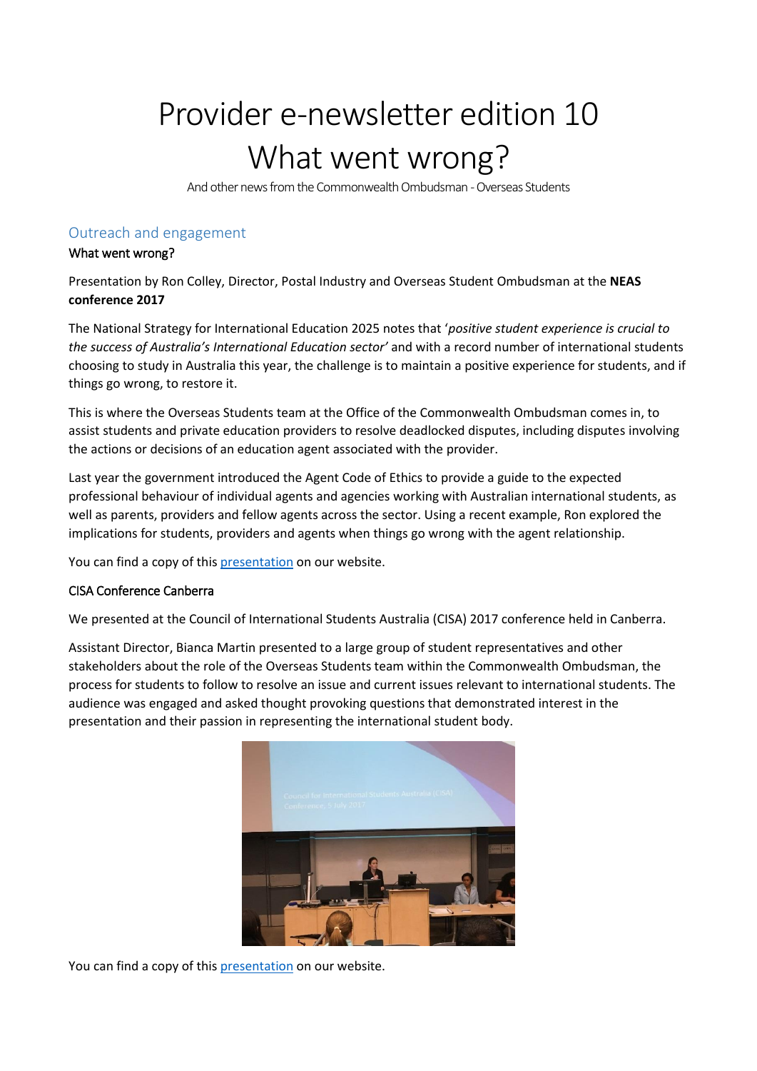# Provider e-newsletter edition 10
# What went wrong?

And other news from the Commonwealth Ombudsman - Overseas Students

## Outreach and engagement

### What went wrong?

Presentation by Ron Colley, Director, Postal Industry and Overseas Student Ombudsman at the **NEAS conference 2017**

The National Strategy for International Education 2025 notes that '*positive student experience is crucial to the success of Australia's International Education sector*' and with a record number of international students choosing to study in Australia this year, the challenge is to maintain a positive experience for students, and if things go wrong, to restore it.

This is where the Overseas Students team at the Office of the Commonwealth Ombudsman comes in, to assist students and private education providers to resolve deadlocked disputes, including disputes involving the actions or decisions of an education agent associated with the provider.

Last year the government introduced the Agent Code of Ethics to provide a guide to the expected professional behaviour of individual agents and agencies working with Australian international students, as well as parents, providers and fellow agents across the sector. Using a recent example, Ron explored the implications for students, providers and agents when things go wrong with the agent relationship.

You can find a copy of this presentation on our website.

### CISA Conference Canberra

We presented at the Council of International Students Australia (CISA) 2017 conference held in Canberra.

Assistant Director, Bianca Martin presented to a large group of student representatives and other stakeholders about the role of the Overseas Students team within the Commonwealth Ombudsman, the process for students to follow to resolve an issue and current issues relevant to international students. The audience was engaged and asked thought provoking questions that demonstrated interest in the presentation and their passion in representing the international student body.

You can find a copy of this presentation on our website.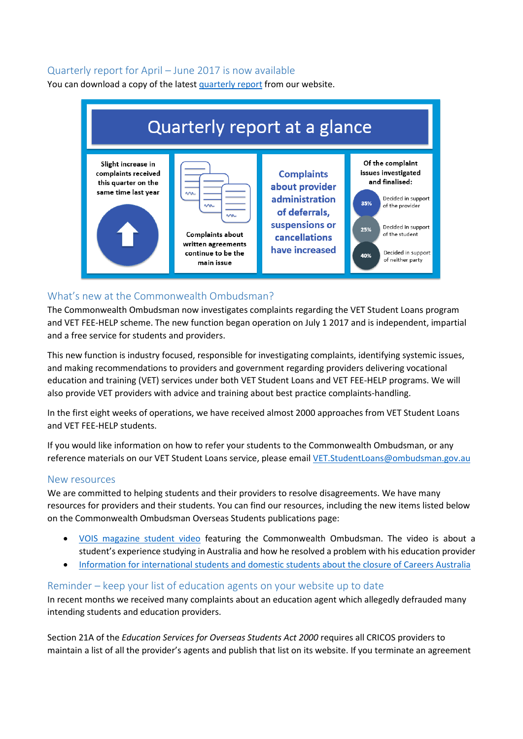## Quarterly report for April – June 2017 is now available

You can download a copy of the latest quarterly report from our website.

# Quarterly report at a glance

Slight increase in complaints received this quarter on the same time last year

Complaints about written agreements continue to be the main issue

Complaints about provider administration of deferrals, suspensions or cancellations have increased

Of the complaint issues investigated and finalised:

- 35% Decided in support of the provider
- 25% Decided in support of the student
- 40% Decided in support of neither party

## What's new at the Commonwealth Ombudsman?

The Commonwealth Ombudsman now investigates complaints regarding the VET Student Loans program and VET FEE-HELP scheme. The new function began operation on July 1 2017 and is independent, impartial and a free service for students and providers.

This new function is industry focused, responsible for investigating complaints, identifying systemic issues, and making recommendations to providers and government regarding providers delivering vocational education and training (VET) services under both VET Student Loans and VET FEE-HELP programs. We will also provide VET providers with advice and training about best practice complaints-handling.

In the first eight weeks of operations, we have received almost 2000 approaches from VET Student Loans and VET FEE-HELP students.

If you would like information on how to refer your students to the Commonwealth Ombudsman, or any reference materials on our VET Student Loans service, please email VET.StudentLoans@ombudsman.gov.au

## New resources

We are committed to helping students and their providers to resolve disagreements. We have many resources for providers and their students. You can find our resources, including the new items listed below on the Commonwealth Ombudsman Overseas Students publications page:

- VOIS magazine student video featuring the Commonwealth Ombudsman. The video is about a student's experience studying in Australia and how he resolved a problem with his education provider
- Information for international students and domestic students about the closure of Careers Australia

## Reminder – keep your list of education agents on your website up to date

In recent months we received many complaints about an education agent which allegedly defrauded many intending students and education providers.

Section 21A of the *Education Services for Overseas Students Act 2000* requires all CRICOS providers to maintain a list of all the provider's agents and publish that list on its website. If you terminate an agreement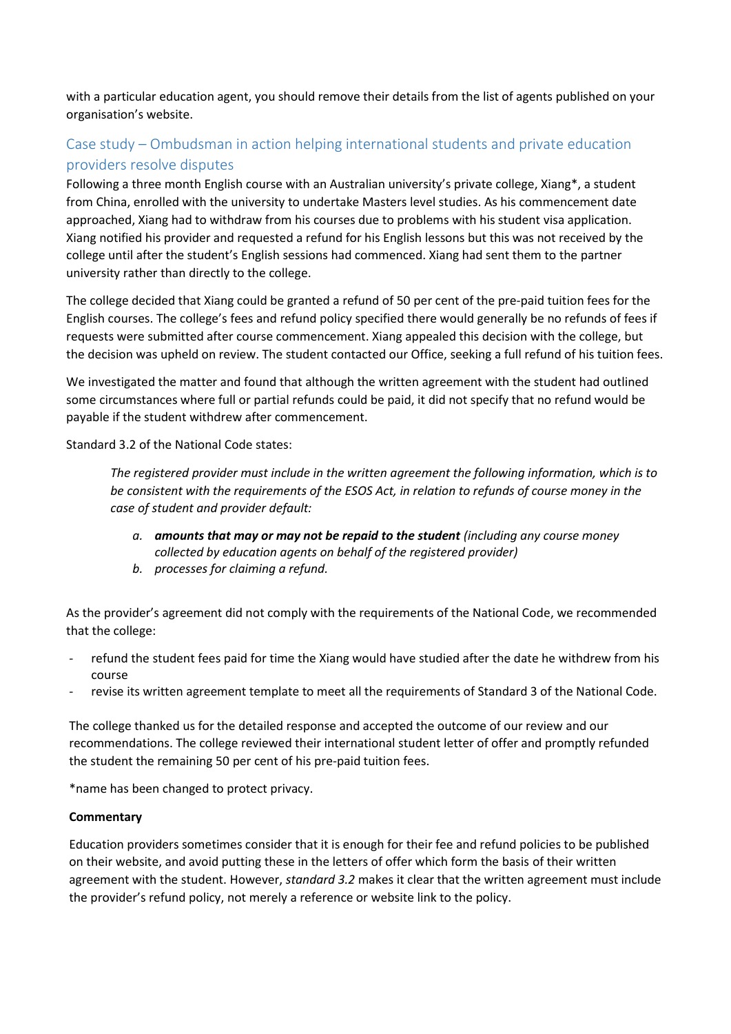with a particular education agent, you should remove their details from the list of agents published on your organisation's website.

## Case study – Ombudsman in action helping international students and private education providers resolve disputes

Following a three month English course with an Australian university's private college, Xiang*, a student from China, enrolled with the university to undertake Masters level studies. As his commencement date approached, Xiang had to withdraw from his courses due to problems with his student visa application. Xiang notified his provider and requested a refund for his English lessons but this was not received by the college until after the student's English sessions had commenced. Xiang had sent them to the partner university rather than directly to the college.

The college decided that Xiang could be granted a refund of 50 per cent of the pre-paid tuition fees for the English courses. The college's fees and refund policy specified there would generally be no refunds of fees if requests were submitted after course commencement. Xiang appealed this decision with the college, but the decision was upheld on review. The student contacted our Office, seeking a full refund of his tuition fees.

We investigated the matter and found that although the written agreement with the student had outlined some circumstances where full or partial refunds could be paid, it did not specify that no refund would be payable if the student withdrew after commencement.

Standard 3.2 of the National Code states:

> *The registered provider must include in the written agreement the following information, which is to be consistent with the requirements of the ESOS Act, in relation to refunds of course money in the case of student and provider default:*
>
> *a. **amounts that may or may not be repaid to the student** (including any course money collected by education agents on behalf of the registered provider)*
> *b. processes for claiming a refund.*

As the provider's agreement did not comply with the requirements of the National Code, we recommended that the college:

- refund the student fees paid for time the Xiang would have studied after the date he withdrew from his course
- revise its written agreement template to meet all the requirements of Standard 3 of the National Code.

The college thanked us for the detailed response and accepted the outcome of our review and our recommendations. The college reviewed their international student letter of offer and promptly refunded the student the remaining 50 per cent of his pre-paid tuition fees.

*name has been changed to protect privacy.

**Commentary**

Education providers sometimes consider that it is enough for their fee and refund policies to be published on their website, and avoid putting these in the letters of offer which form the basis of their written agreement with the student. However, *standard 3.2* makes it clear that the written agreement must include the provider's refund policy, not merely a reference or website link to the policy.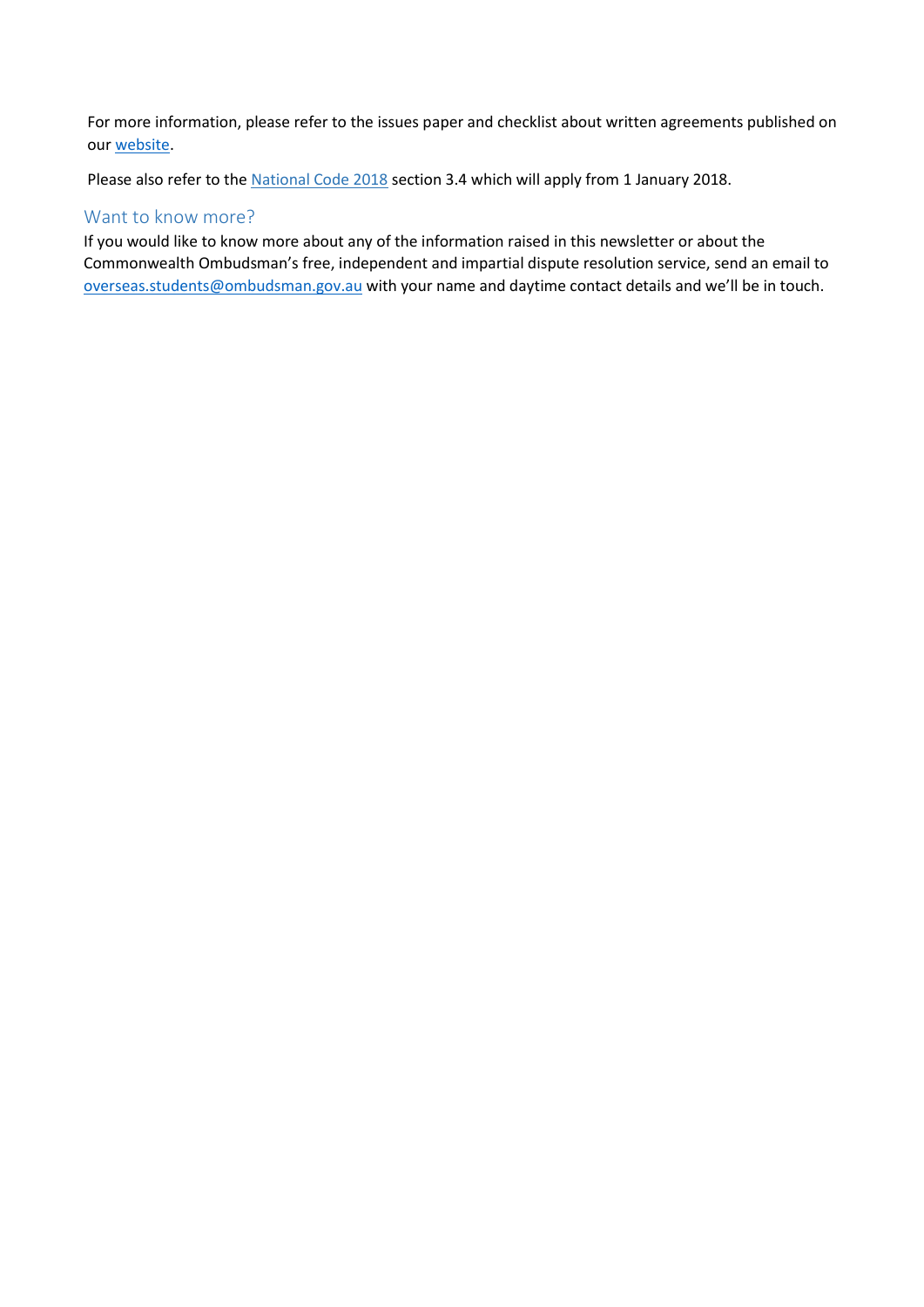For more information, please refer to the issues paper and checklist about written agreements published on our website.

Please also refer to the National Code 2018 section 3.4 which will apply from 1 January 2018.

## Want to know more?

If you would like to know more about any of the information raised in this newsletter or about the Commonwealth Ombudsman's free, independent and impartial dispute resolution service, send an email to overseas.students@ombudsman.gov.au with your name and daytime contact details and we'll be in touch.